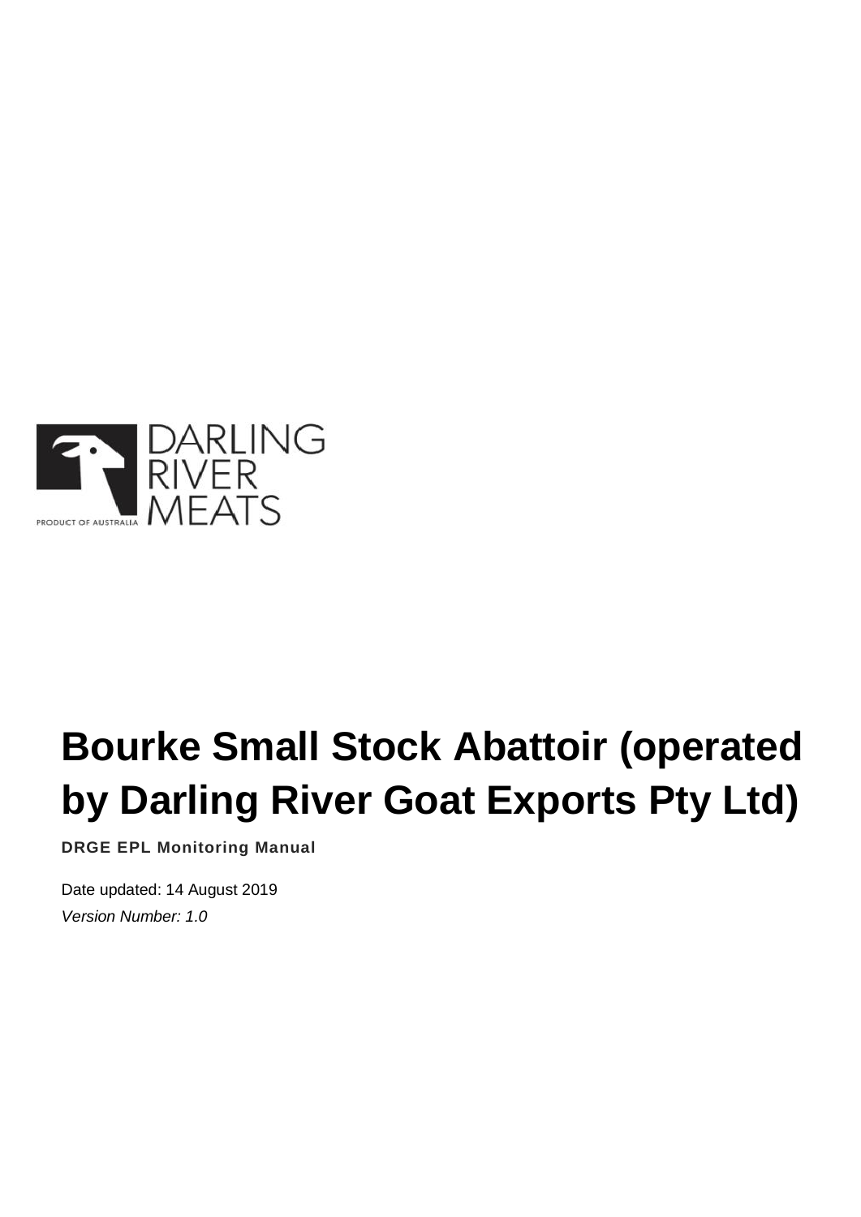DARLING RIVER MEATS

PRODUCT OF AUSTRALIA

# Bourke Small Stock Abattoir (operated by Darling River Goat Exports Pty Ltd)

**DRGE EPL Monitoring Manual**

Date updated: 14 August 2019

*Version Number: 1.0*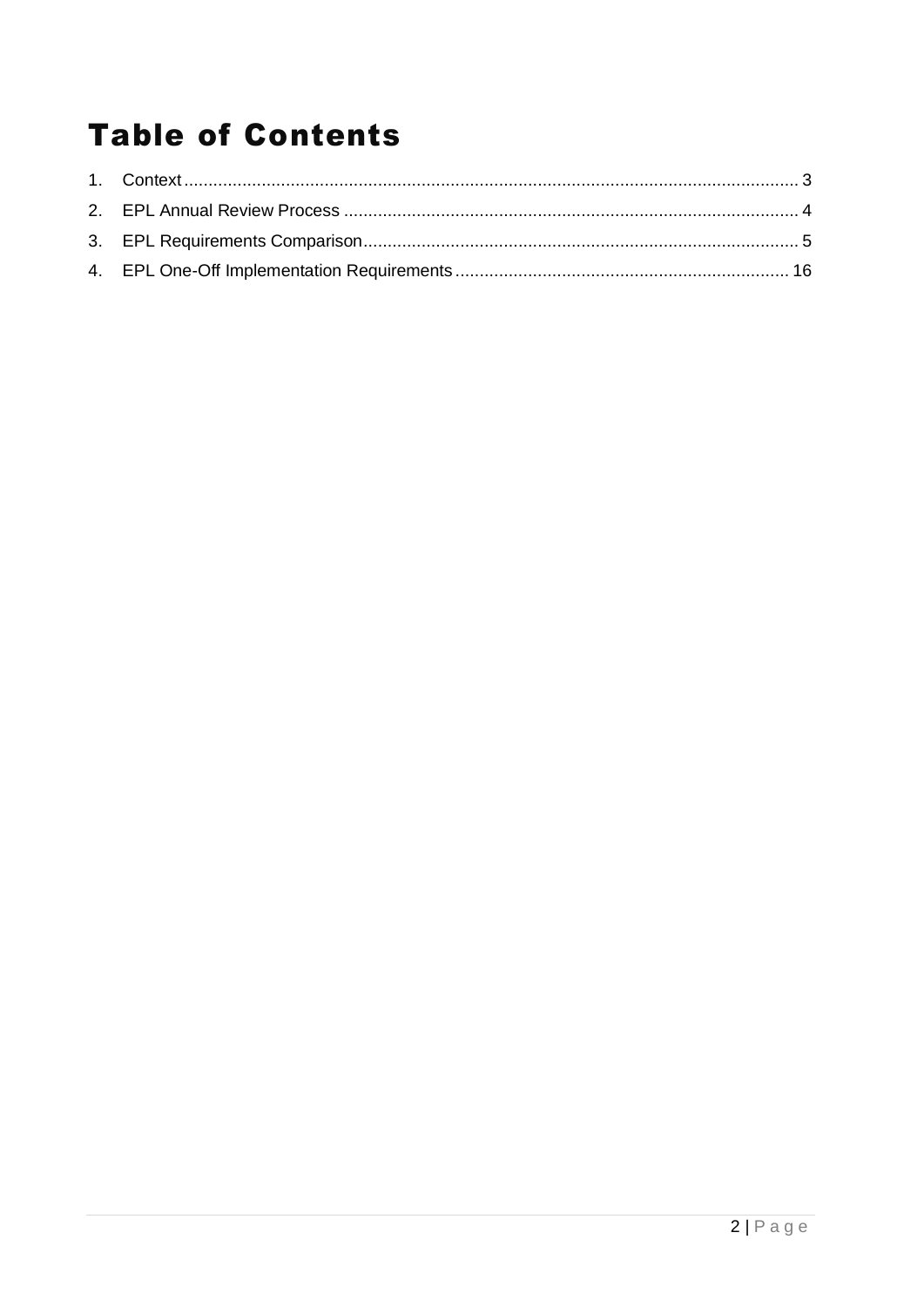# Table of Contents

1. Context ........................................................................................................................ 3
2. EPL Annual Review Process ........................................................................................ 4
3. EPL Requirements Comparison.................................................................................... 5
4. EPL One-Off Implementation Requirements ................................................................ 16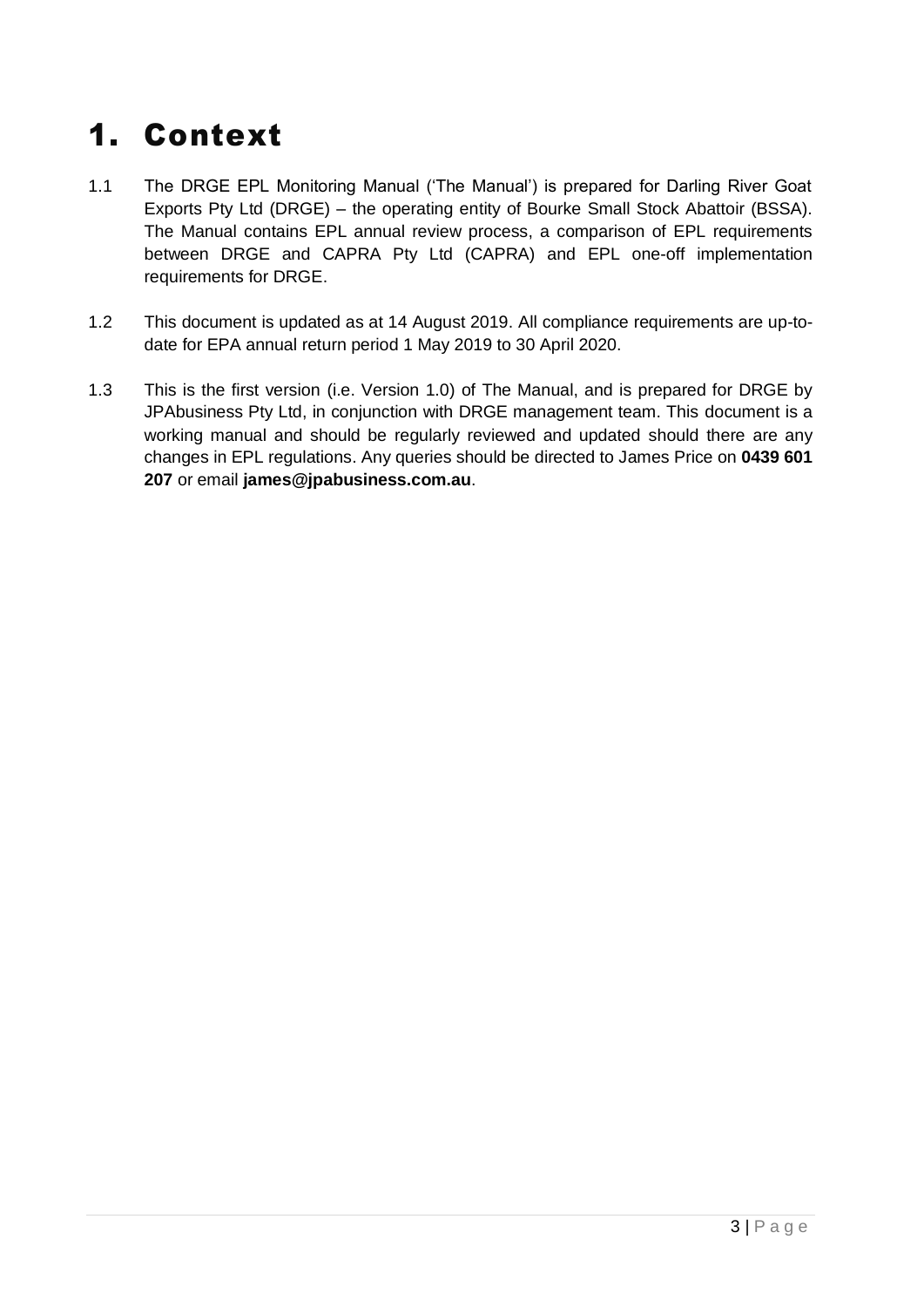# 1. Context

1.1 The DRGE EPL Monitoring Manual ('The Manual') is prepared for Darling River Goat Exports Pty Ltd (DRGE) – the operating entity of Bourke Small Stock Abattoir (BSSA). The Manual contains EPL annual review process, a comparison of EPL requirements between DRGE and CAPRA Pty Ltd (CAPRA) and EPL one-off implementation requirements for DRGE.

1.2 This document is updated as at 14 August 2019. All compliance requirements are up-to-date for EPA annual return period 1 May 2019 to 30 April 2020.

1.3 This is the first version (i.e. Version 1.0) of The Manual, and is prepared for DRGE by JPAbusiness Pty Ltd, in conjunction with DRGE management team. This document is a working manual and should be regularly reviewed and updated should there are any changes in EPL regulations. Any queries should be directed to James Price on **0439 601 207** or email **james@jpabusiness.com.au**.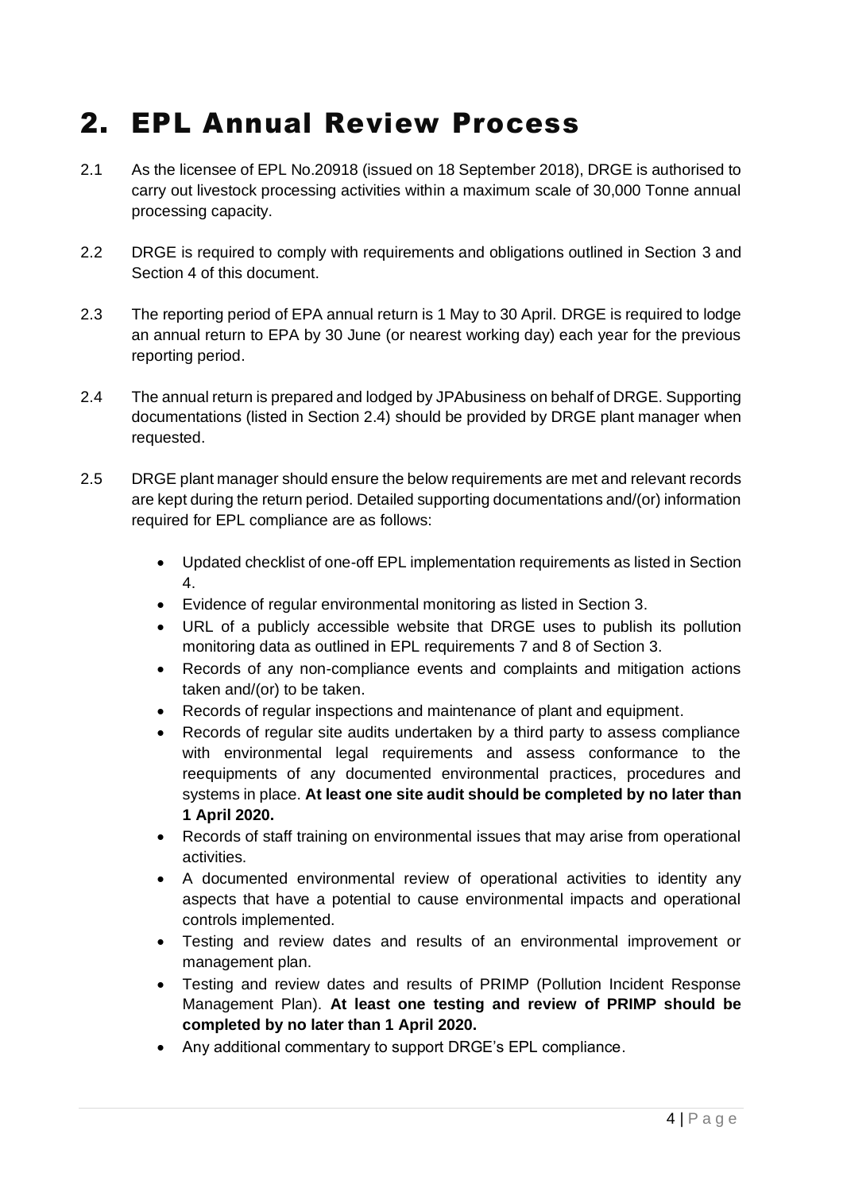# 2. EPL Annual Review Process

2.1 As the licensee of EPL No.20918 (issued on 18 September 2018), DRGE is authorised to carry out livestock processing activities within a maximum scale of 30,000 Tonne annual processing capacity.

2.2 DRGE is required to comply with requirements and obligations outlined in Section 3 and Section 4 of this document.

2.3 The reporting period of EPA annual return is 1 May to 30 April. DRGE is required to lodge an annual return to EPA by 30 June (or nearest working day) each year for the previous reporting period.

2.4 The annual return is prepared and lodged by JPAbusiness on behalf of DRGE. Supporting documentations (listed in Section 2.4) should be provided by DRGE plant manager when requested.

2.5 DRGE plant manager should ensure the below requirements are met and relevant records are kept during the return period. Detailed supporting documentations and/(or) information required for EPL compliance are as follows:

- Updated checklist of one-off EPL implementation requirements as listed in Section 4.
- Evidence of regular environmental monitoring as listed in Section 3.
- URL of a publicly accessible website that DRGE uses to publish its pollution monitoring data as outlined in EPL requirements 7 and 8 of Section 3.
- Records of any non-compliance events and complaints and mitigation actions taken and/(or) to be taken.
- Records of regular inspections and maintenance of plant and equipment.
- Records of regular site audits undertaken by a third party to assess compliance with environmental legal requirements and assess conformance to the reequipments of any documented environmental practices, procedures and systems in place. **At least one site audit should be completed by no later than 1 April 2020.**
- Records of staff training on environmental issues that may arise from operational activities.
- A documented environmental review of operational activities to identity any aspects that have a potential to cause environmental impacts and operational controls implemented.
- Testing and review dates and results of an environmental improvement or management plan.
- Testing and review dates and results of PRIMP (Pollution Incident Response Management Plan). **At least one testing and review of PRIMP should be completed by no later than 1 April 2020.**
- Any additional commentary to support DRGE's EPL compliance.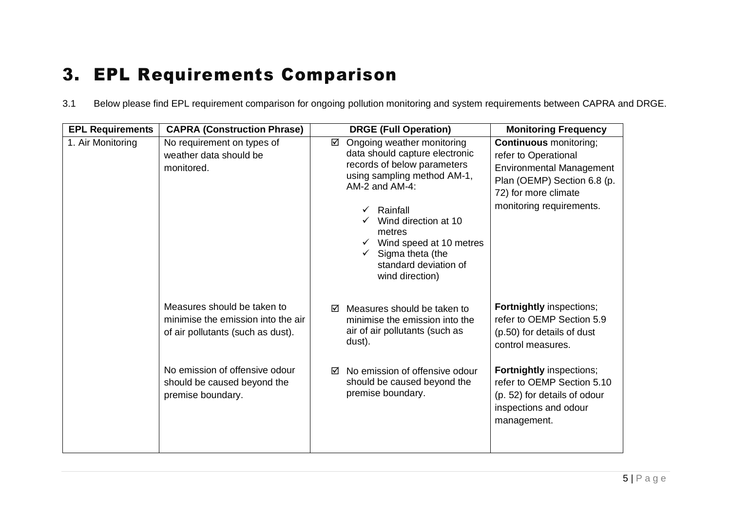# 3. EPL Requirements Comparison

3.1 Below please find EPL requirement comparison for ongoing pollution monitoring and system requirements between CAPRA and DRGE.

| EPL Requirements | CAPRA (Construction Phrase) | DRGE (Full Operation) | Monitoring Frequency |
|---|---|---|---|
| 1. Air Monitoring | No requirement on types of weather data should be monitored. | ☑ Ongoing weather monitoring data should capture electronic records of below parameters using sampling method AM-1, AM-2 and AM-4:<br>✓ Rainfall<br>✓ Wind direction at 10 metres<br>✓ Wind speed at 10 metres<br>✓ Sigma theta (the standard deviation of wind direction) | **Continuous** monitoring; refer to Operational Environmental Management Plan (OEMP) Section 6.8 (p. 72) for more climate monitoring requirements. |
| | Measures should be taken to minimise the emission into the air of air pollutants (such as dust). | ☑ Measures should be taken to minimise the emission into the air of air pollutants (such as dust). | **Fortnightly** inspections; refer to OEMP Section 5.9 (p.50) for details of dust control measures. |
| | No emission of offensive odour should be caused beyond the premise boundary. | ☑ No emission of offensive odour should be caused beyond the premise boundary. | **Fortnightly** inspections; refer to OEMP Section 5.10 (p. 52) for details of odour inspections and odour management. |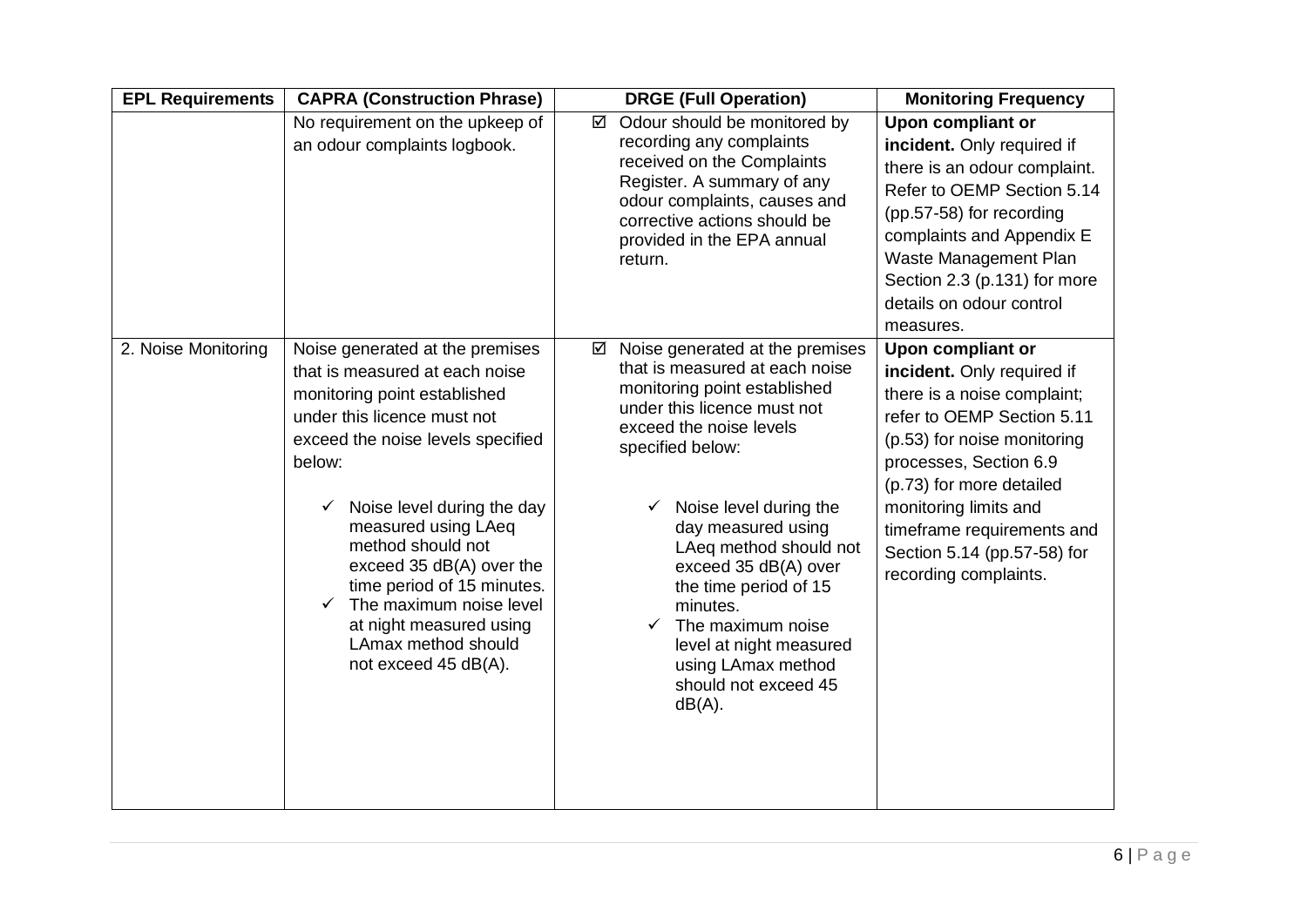| EPL Requirements | CAPRA (Construction Phrase) | DRGE (Full Operation) | Monitoring Frequency |
|---|---|---|---|
| | No requirement on the upkeep of an odour complaints logbook. | ☑ Odour should be monitored by recording any complaints received on the Complaints Register. A summary of any odour complaints, causes and corrective actions should be provided in the EPA annual return. | **Upon compliant or incident.** Only required if there is an odour complaint. Refer to OEMP Section 5.14 (pp.57-58) for recording complaints and Appendix E Waste Management Plan Section 2.3 (p.131) for more details on odour control measures. |
| 2. Noise Monitoring | Noise generated at the premises that is measured at each noise monitoring point established under this licence must not exceed the noise levels specified below:<br><br>✓ Noise level during the day measured using LAeq method should not exceed 35 dB(A) over the time period of 15 minutes.<br>✓ The maximum noise level at night measured using LAmax method should not exceed 45 dB(A). | ☑ Noise generated at the premises that is measured at each noise monitoring point established under this licence must not exceed the noise levels specified below:<br><br>✓ Noise level during the day measured using LAeq method should not exceed 35 dB(A) over the time period of 15 minutes.<br>✓ The maximum noise level at night measured using LAmax method should not exceed 45 dB(A). | **Upon compliant or incident.** Only required if there is a noise complaint; refer to OEMP Section 5.11 (p.53) for noise monitoring processes, Section 6.9 (p.73) for more detailed monitoring limits and timeframe requirements and Section 5.14 (pp.57-58) for recording complaints. |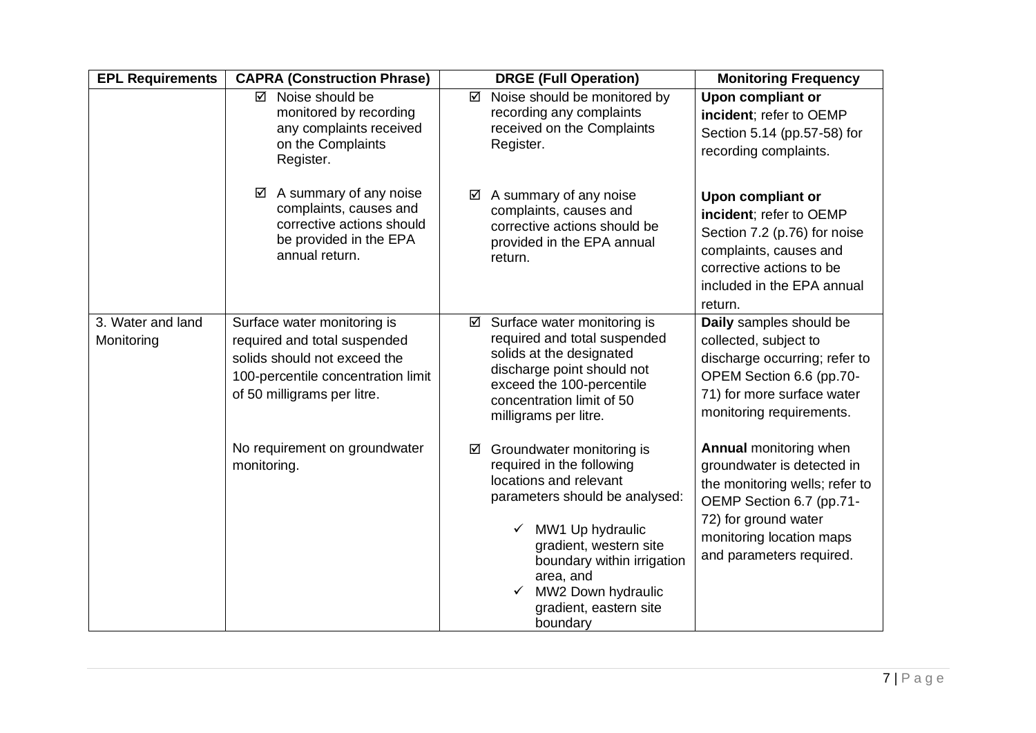| EPL Requirements | CAPRA (Construction Phrase) | DRGE (Full Operation) | Monitoring Frequency |
| --- | --- | --- | --- |
| | ☑ Noise should be monitored by recording any complaints received on the Complaints Register.<br><br>☑ A summary of any noise complaints, causes and corrective actions should be provided in the EPA annual return. | ☑ Noise should be monitored by recording any complaints received on the Complaints Register.<br><br>☑ A summary of any noise complaints, causes and corrective actions should be provided in the EPA annual return. | **Upon compliant or incident**; refer to OEMP Section 5.14 (pp.57-58) for recording complaints.<br><br>**Upon compliant or incident**; refer to OEMP Section 7.2 (p.76) for noise complaints, causes and corrective actions to be included in the EPA annual return. |
| 3. Water and land Monitoring | Surface water monitoring is required and total suspended solids should not exceed the 100-percentile concentration limit of 50 milligrams per litre.<br><br>No requirement on groundwater monitoring. | ☑ Surface water monitoring is required and total suspended solids at the designated discharge point should not exceed the 100-percentile concentration limit of 50 milligrams per litre.<br><br>☑ Groundwater monitoring is required in the following locations and relevant parameters should be analysed:<br>✓ MW1 Up hydraulic gradient, western site boundary within irrigation area, and<br>✓ MW2 Down hydraulic gradient, eastern site boundary | **Daily** samples should be collected, subject to discharge occurring; refer to OPEM Section 6.6 (pp.70-71) for more surface water monitoring requirements.<br><br>**Annual** monitoring when groundwater is detected in the monitoring wells; refer to OEMP Section 6.7 (pp.71-72) for ground water monitoring location maps and parameters required. |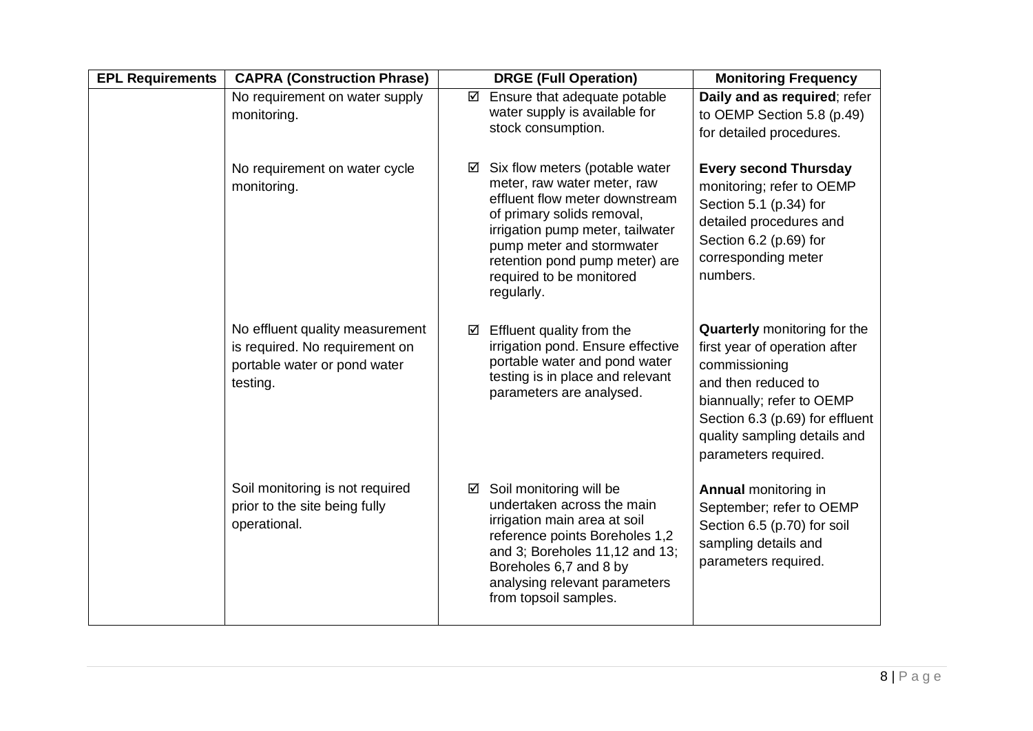| EPL Requirements | CAPRA (Construction Phrase) | DRGE (Full Operation) | Monitoring Frequency |
|---|---|---|---|
| | No requirement on water supply monitoring. | ☑ Ensure that adequate potable water supply is available for stock consumption. | **Daily and as required**; refer to OEMP Section 5.8 (p.49) for detailed procedures. |
| | No requirement on water cycle monitoring. | ☑ Six flow meters (potable water meter, raw water meter, raw effluent flow meter downstream of primary solids removal, irrigation pump meter, tailwater pump meter and stormwater retention pond pump meter) are required to be monitored regularly. | **Every second Thursday** monitoring; refer to OEMP Section 5.1 (p.34) for detailed procedures and Section 6.2 (p.69) for corresponding meter numbers. |
| | No effluent quality measurement is required. No requirement on portable water or pond water testing. | ☑ Effluent quality from the irrigation pond. Ensure effective portable water and pond water testing is in place and relevant parameters are analysed. | **Quarterly** monitoring for the first year of operation after commissioning and then reduced to biannually; refer to OEMP Section 6.3 (p.69) for effluent quality sampling details and parameters required. |
| | Soil monitoring is not required prior to the site being fully operational. | ☑ Soil monitoring will be undertaken across the main irrigation main area at soil reference points Boreholes 1,2 and 3; Boreholes 11,12 and 13; Boreholes 6,7 and 8 by analysing relevant parameters from topsoil samples. | **Annual** monitoring in September; refer to OEMP Section 6.5 (p.70) for soil sampling details and parameters required. |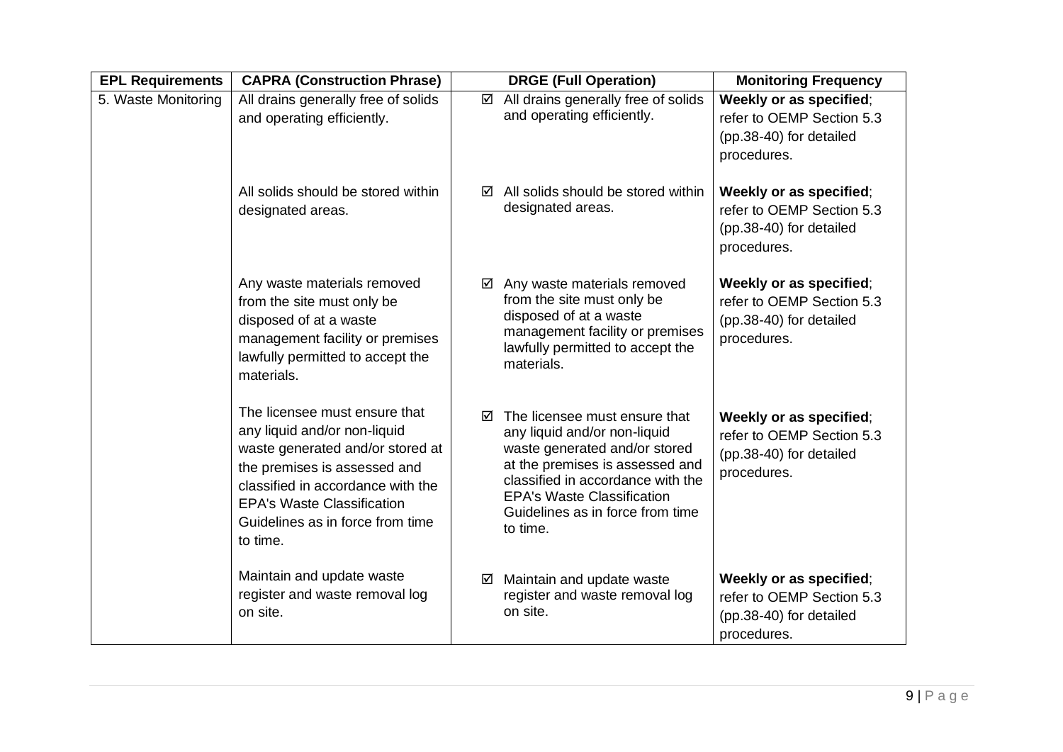| EPL Requirements | CAPRA (Construction Phrase) | DRGE (Full Operation) | Monitoring Frequency |
|---|---|---|---|
| 5. Waste Monitoring | All drains generally free of solids and operating efficiently. | ☑ All drains generally free of solids and operating efficiently. | **Weekly or as specified**; refer to OEMP Section 5.3 (pp.38-40) for detailed procedures. |
| | All solids should be stored within designated areas. | ☑ All solids should be stored within designated areas. | **Weekly or as specified**; refer to OEMP Section 5.3 (pp.38-40) for detailed procedures. |
| | Any waste materials removed from the site must only be disposed of at a waste management facility or premises lawfully permitted to accept the materials. | ☑ Any waste materials removed from the site must only be disposed of at a waste management facility or premises lawfully permitted to accept the materials. | **Weekly or as specified**; refer to OEMP Section 5.3 (pp.38-40) for detailed procedures. |
| | The licensee must ensure that any liquid and/or non-liquid waste generated and/or stored at the premises is assessed and classified in accordance with the EPA's Waste Classification Guidelines as in force from time to time. | ☑ The licensee must ensure that any liquid and/or non-liquid waste generated and/or stored at the premises is assessed and classified in accordance with the EPA's Waste Classification Guidelines as in force from time to time. | **Weekly or as specified**; refer to OEMP Section 5.3 (pp.38-40) for detailed procedures. |
| | Maintain and update waste register and waste removal log on site. | ☑ Maintain and update waste register and waste removal log on site. | **Weekly or as specified**; refer to OEMP Section 5.3 (pp.38-40) for detailed procedures. |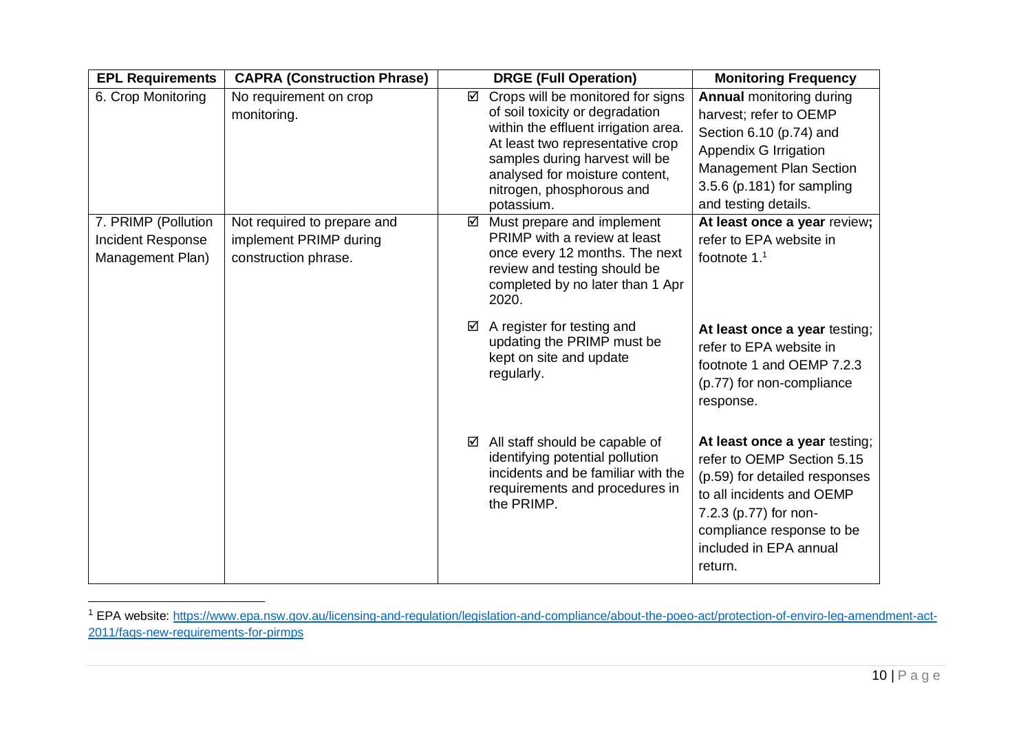| EPL Requirements | CAPRA (Construction Phrase) | DRGE (Full Operation) | Monitoring Frequency |
|---|---|---|---|
| 6. Crop Monitoring | No requirement on crop monitoring. | ☑ Crops will be monitored for signs of soil toxicity or degradation within the effluent irrigation area. At least two representative crop samples during harvest will be analysed for moisture content, nitrogen, phosphorous and potassium. | **Annual** monitoring during harvest; refer to OEMP Section 6.10 (p.74) and Appendix G Irrigation Management Plan Section 3.5.6 (p.181) for sampling and testing details. |
| 7. PRIMP (Pollution Incident Response Management Plan) | Not required to prepare and implement PRIMP during construction phrase. | ☑ Must prepare and implement PRIMP with a review at least once every 12 months. The next review and testing should be completed by no later than 1 Apr 2020. | **At least once a year** review**;** refer to EPA website in footnote 1.[1] |
| | | ☑ A register for testing and updating the PRIMP must be kept on site and update regularly. | **At least once a year** testing; refer to EPA website in footnote 1 and OEMP 7.2.3 (p.77) for non-compliance response. |
| | | ☑ All staff should be capable of identifying potential pollution incidents and be familiar with the requirements and procedures in the PRIMP. | **At least once a year** testing; refer to OEMP Section 5.15 (p.59) for detailed responses to all incidents and OEMP 7.2.3 (p.77) for non-compliance response to be included in EPA annual return. |

[1] EPA website: https://www.epa.nsw.gov.au/licensing-and-regulation/legislation-and-compliance/about-the-poeo-act/protection-of-enviro-leg-amendment-act-2011/faqs-new-requirements-for-pirmps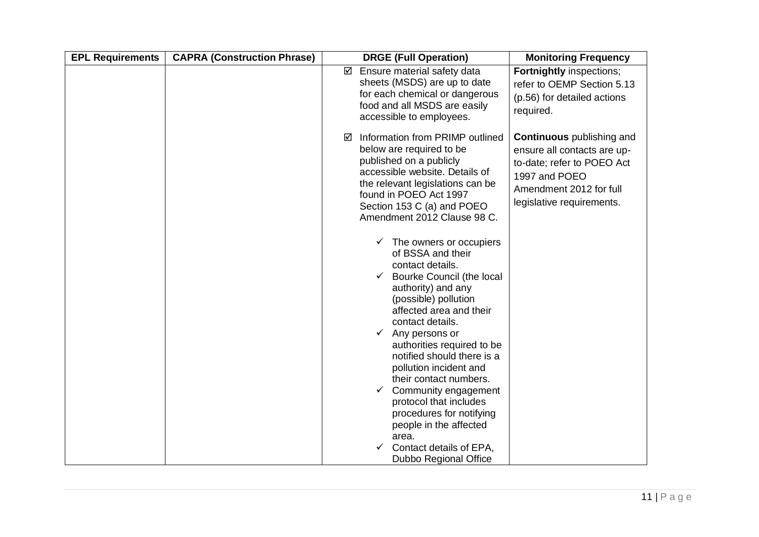| EPL Requirements | CAPRA (Construction Phrase) | DRGE (Full Operation) | Monitoring Frequency |
|---|---|---|---|
| | | ☑ Ensure material safety data sheets (MSDS) are up to date for each chemical or dangerous food and all MSDS are easily accessible to employees. | **Fortnightly** inspections; refer to OEMP Section 5.13 (p.56) for detailed actions required. |
| | | ☑ Information from PRIMP outlined below are required to be published on a publicly accessible website. Details of the relevant legislations can be found in POEO Act 1997 Section 153 C (a) and POEO Amendment 2012 Clause 98 C.<br>✓ The owners or occupiers of BSSA and their contact details.<br>✓ Bourke Council (the local authority) and any (possible) pollution affected area and their contact details.<br>✓ Any persons or authorities required to be notified should there is a pollution incident and their contact numbers.<br>✓ Community engagement protocol that includes procedures for notifying people in the affected area.<br>✓ Contact details of EPA, Dubbo Regional Office | **Continuous** publishing and ensure all contacts are up-to-date; refer to POEO Act 1997 and POEO Amendment 2012 for full legislative requirements. |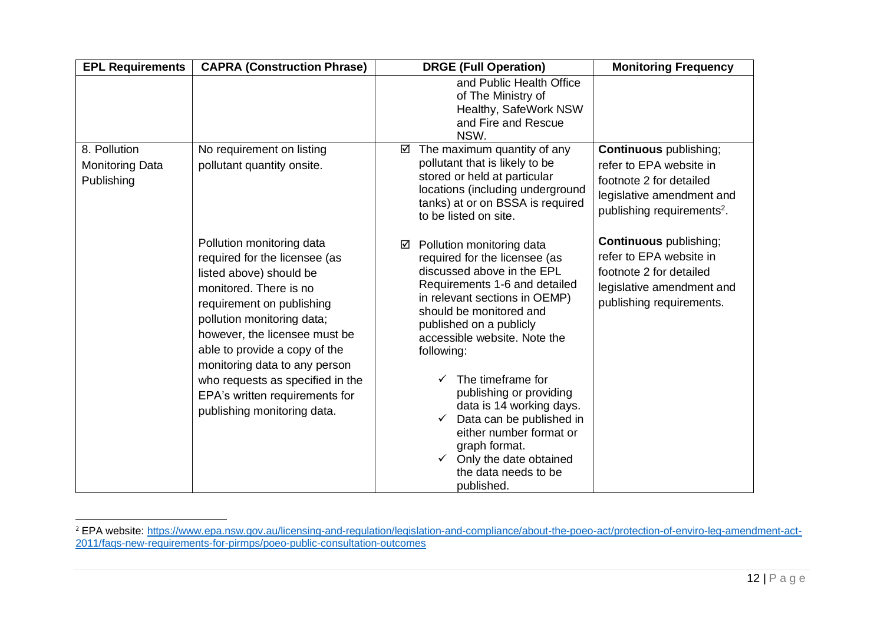| EPL Requirements | CAPRA (Construction Phrase) | DRGE (Full Operation) | Monitoring Frequency |
|---|---|---|---|
| | | and Public Health Office of The Ministry of Healthy, SafeWork NSW and Fire and Rescue NSW. | |
| 8. Pollution Monitoring Data Publishing | No requirement on listing pollutant quantity onsite. | ☑ The maximum quantity of any pollutant that is likely to be stored or held at particular locations (including underground tanks) at or on BSSA is required to be listed on site. | **Continuous** publishing; refer to EPA website in footnote 2 for detailed legislative amendment and publishing requirements[2]. |
| | Pollution monitoring data required for the licensee (as listed above) should be monitored. There is no requirement on publishing pollution monitoring data; however, the licensee must be able to provide a copy of the monitoring data to any person who requests as specified in the EPA's written requirements for publishing monitoring data. | ☑ Pollution monitoring data required for the licensee (as discussed above in the EPL Requirements 1-6 and detailed in relevant sections in OEMP) should be monitored and published on a publicly accessible website. Note the following:<br>✓ The timeframe for publishing or providing data is 14 working days.<br>✓ Data can be published in either number format or graph format.<br>✓ Only the date obtained the data needs to be published. | **Continuous** publishing; refer to EPA website in footnote 2 for detailed legislative amendment and publishing requirements. |

[2] EPA website: https://www.epa.nsw.gov.au/licensing-and-regulation/legislation-and-compliance/about-the-poeo-act/protection-of-enviro-leg-amendment-act-2011/faqs-new-requirements-for-pirmps/poeo-public-consultation-outcomes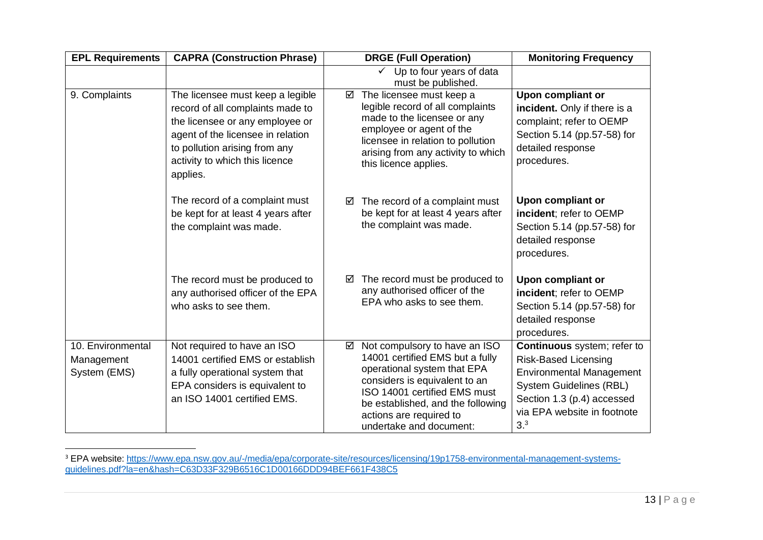| EPL Requirements | CAPRA (Construction Phrase) | DRGE (Full Operation) | Monitoring Frequency |
|---|---|---|---|
| | | ✓ Up to four years of data must be published. | |
| 9. Complaints | The licensee must keep a legible record of all complaints made to the licensee or any employee or agent of the licensee in relation to pollution arising from any activity to which this licence applies. | ☑ The licensee must keep a legible record of all complaints made to the licensee or any employee or agent of the licensee in relation to pollution arising from any activity to which this licence applies. | **Upon compliant or incident.** Only if there is a complaint; refer to OEMP Section 5.14 (pp.57-58) for detailed response procedures. |
| | The record of a complaint must be kept for at least 4 years after the complaint was made. | ☑ The record of a complaint must be kept for at least 4 years after the complaint was made. | **Upon compliant or incident**; refer to OEMP Section 5.14 (pp.57-58) for detailed response procedures. |
| | The record must be produced to any authorised officer of the EPA who asks to see them. | ☑ The record must be produced to any authorised officer of the EPA who asks to see them. | **Upon compliant or incident**; refer to OEMP Section 5.14 (pp.57-58) for detailed response procedures. |
| 10. Environmental Management System (EMS) | Not required to have an ISO 14001 certified EMS or establish a fully operational system that EPA considers is equivalent to an ISO 14001 certified EMS. | ☑ Not compulsory to have an ISO 14001 certified EMS but a fully operational system that EPA considers is equivalent to an ISO 14001 certified EMS must be established, and the following actions are required to undertake and document: | **Continuous** system; refer to Risk-Based Licensing Environmental Management System Guidelines (RBL) Section 1.3 (p.4) accessed via EPA website in footnote 3.[3] |

[3] EPA website: https://www.epa.nsw.gov.au/-/media/epa/corporate-site/resources/licensing/19p1758-environmental-management-systems-guidelines.pdf?la=en&hash=C63D33F329B6516C1D00166DDD94BEF661F438C5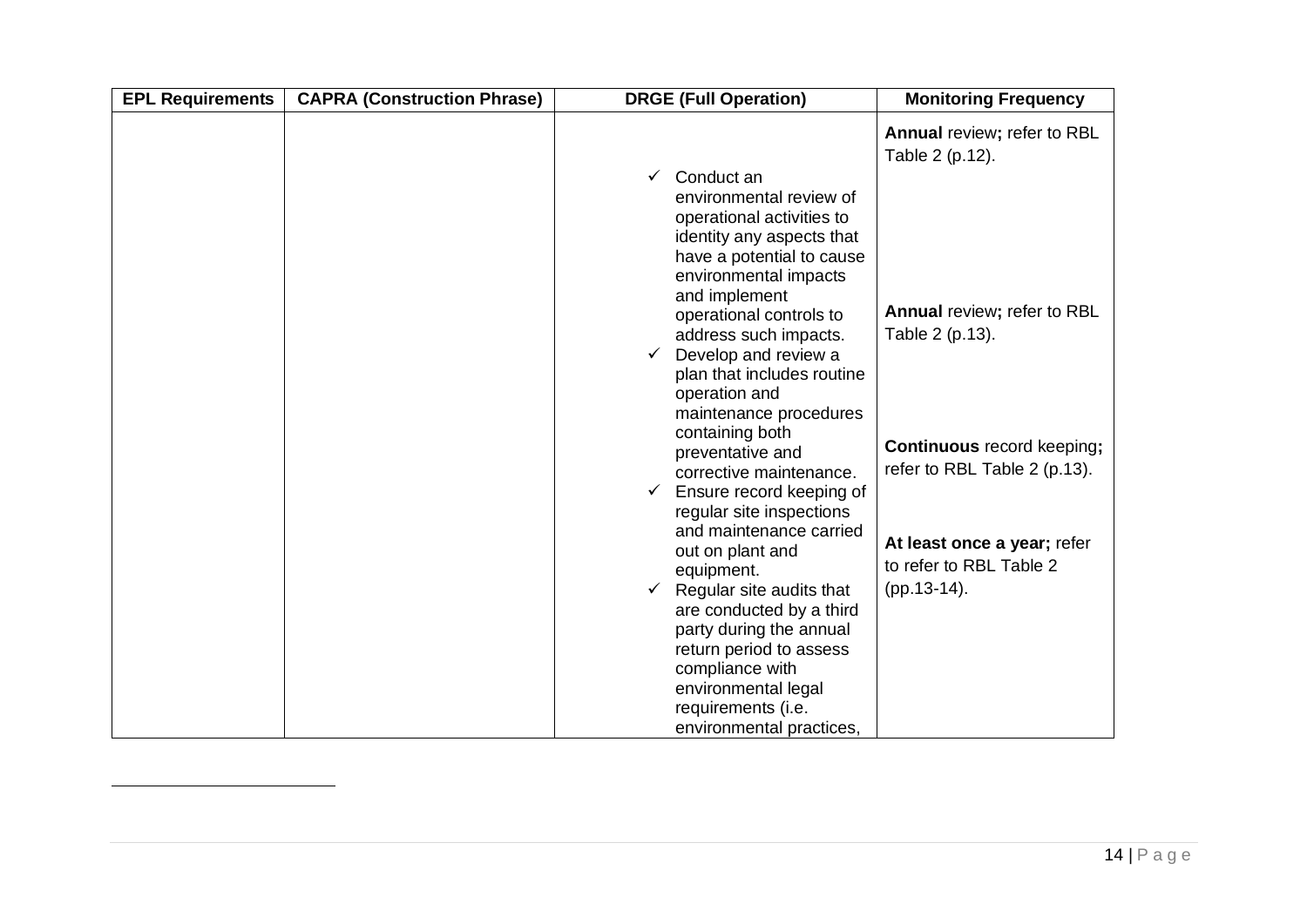| EPL Requirements | CAPRA (Construction Phrase) | DRGE (Full Operation) | Monitoring Frequency |
|---|---|---|---|
| | | ✓ Conduct an environmental review of operational activities to identity any aspects that have a potential to cause environmental impacts and implement operational controls to address such impacts.<br>✓ Develop and review a plan that includes routine operation and maintenance procedures containing both preventative and corrective maintenance.<br>✓ Ensure record keeping of regular site inspections and maintenance carried out on plant and equipment.<br>✓ Regular site audits that are conducted by a third party during the annual return period to assess compliance with environmental legal requirements (i.e. environmental practices, | **Annual** review**;** refer to RBL Table 2 (p.12).<br><br>**Annual** review**;** refer to RBL Table 2 (p.13).<br><br>**Continuous** record keeping**;** refer to RBL Table 2 (p.13).<br><br>**At least once a year;** refer to refer to RBL Table 2 (pp.13-14). |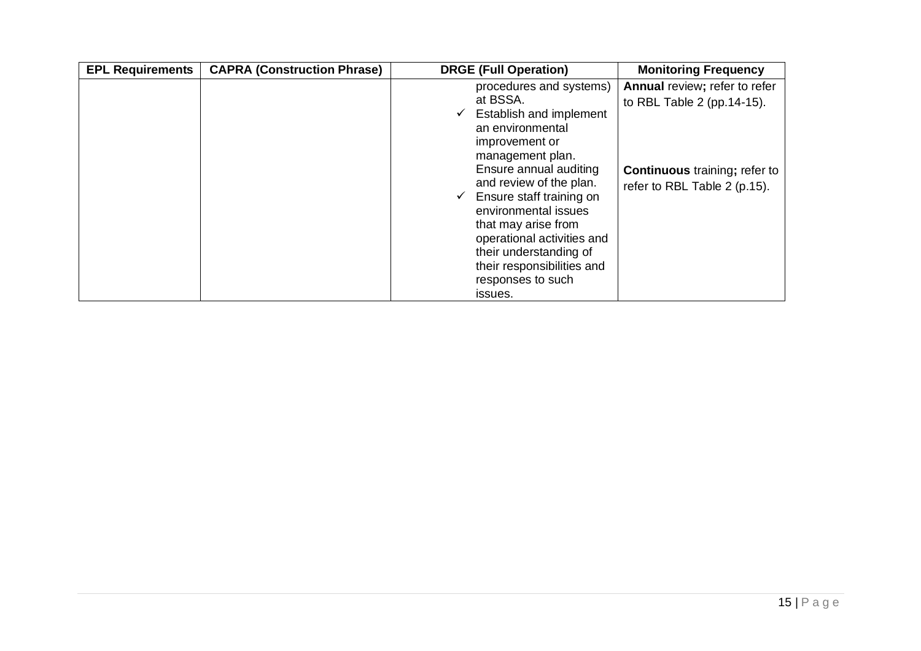| EPL Requirements | CAPRA (Construction Phrase) | DRGE (Full Operation) | Monitoring Frequency |
|---|---|---|---|
| | | procedures and systems) at BSSA.<br>✓ Establish and implement an environmental improvement or management plan. Ensure annual auditing and review of the plan.<br>✓ Ensure staff training on environmental issues that may arise from operational activities and their understanding of their responsibilities and responses to such issues. | **Annual** review**;** refer to refer to RBL Table 2 (pp.14-15).<br><br>**Continuous** training**;** refer to refer to RBL Table 2 (p.15). |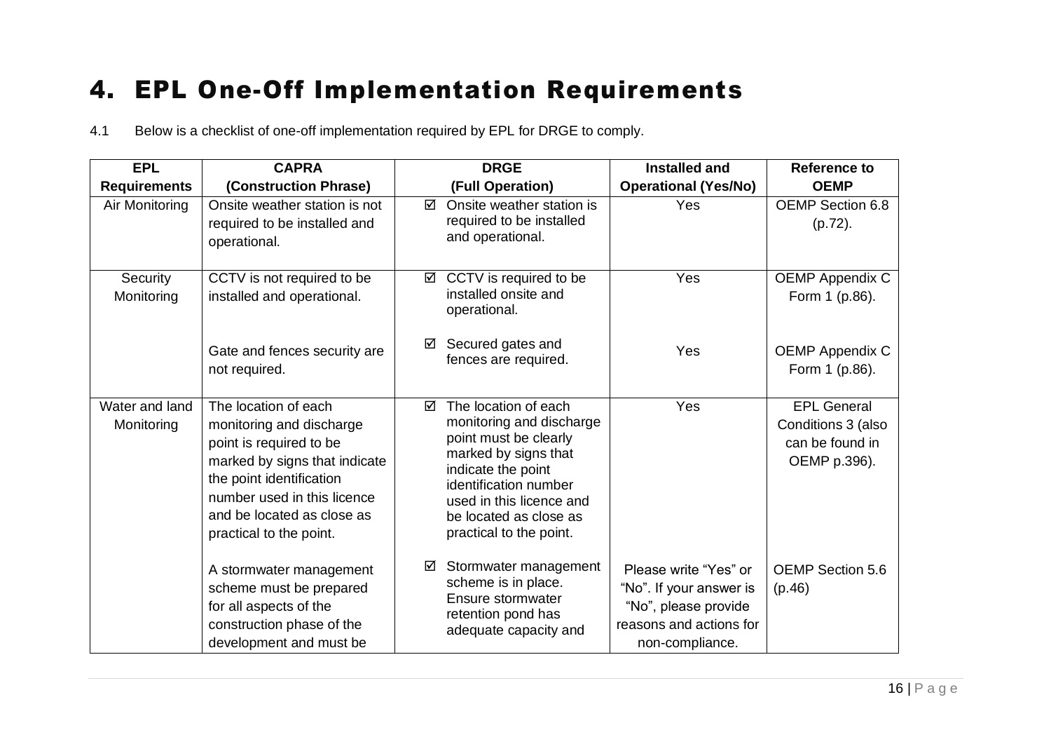# 4. EPL One-Off Implementation Requirements

4.1 Below is a checklist of one-off implementation required by EPL for DRGE to comply.

| EPL Requirements | CAPRA (Construction Phrase) | DRGE (Full Operation) | Installed and Operational (Yes/No) | Reference to OEMP |
|---|---|---|---|---|
| Air Monitoring | Onsite weather station is not required to be installed and operational. | ☑ Onsite weather station is required to be installed and operational. | Yes | OEMP Section 6.8 (p.72). |
| Security Monitoring | CCTV is not required to be installed and operational. | ☑ CCTV is required to be installed onsite and operational. | Yes | OEMP Appendix C Form 1 (p.86). |
| | Gate and fences security are not required. | ☑ Secured gates and fences are required. | Yes | OEMP Appendix C Form 1 (p.86). |
| Water and land Monitoring | The location of each monitoring and discharge point is required to be marked by signs that indicate the point identification number used in this licence and be located as close as practical to the point. | ☑ The location of each monitoring and discharge point must be clearly marked by signs that indicate the point identification number used in this licence and be located as close as practical to the point. | Yes | EPL General Conditions 3 (also can be found in OEMP p.396). |
| | A stormwater management scheme must be prepared for all aspects of the construction phase of the development and must be | ☑ Stormwater management scheme is in place. Ensure stormwater retention pond has adequate capacity and | Please write "Yes" or "No". If your answer is "No", please provide reasons and actions for non-compliance. | OEMP Section 5.6 (p.46) |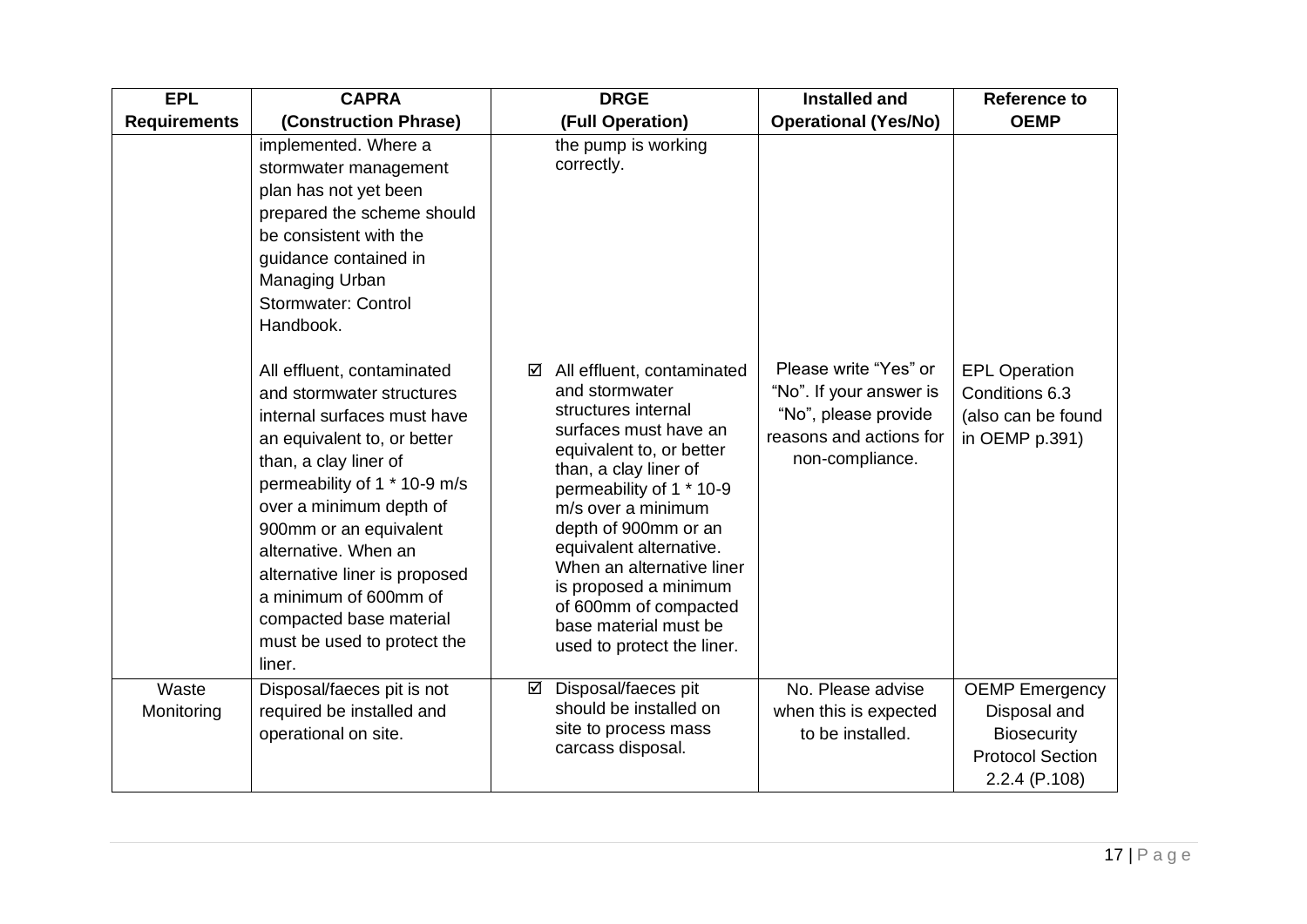| EPL Requirements | CAPRA (Construction Phrase) | DRGE (Full Operation) | Installed and Operational (Yes/No) | Reference to OEMP |
|---|---|---|---|---|
| | implemented. Where a stormwater management plan has not yet been prepared the scheme should be consistent with the guidance contained in Managing Urban Stormwater: Control Handbook. | the pump is working correctly. | | |
| | All effluent, contaminated and stormwater structures internal surfaces must have an equivalent to, or better than, a clay liner of permeability of 1 * 10-9 m/s over a minimum depth of 900mm or an equivalent alternative. When an alternative liner is proposed a minimum of 600mm of compacted base material must be used to protect the liner. | ☑ All effluent, contaminated and stormwater structures internal surfaces must have an equivalent to, or better than, a clay liner of permeability of 1 * 10-9 m/s over a minimum depth of 900mm or an equivalent alternative. When an alternative liner is proposed a minimum of 600mm of compacted base material must be used to protect the liner. | Please write "Yes" or "No". If your answer is "No", please provide reasons and actions for non-compliance. | EPL Operation Conditions 6.3 (also can be found in OEMP p.391) |
| Waste Monitoring | Disposal/faeces pit is not required be installed and operational on site. | ☑ Disposal/faeces pit should be installed on site to process mass carcass disposal. | No. Please advise when this is expected to be installed. | OEMP Emergency Disposal and Biosecurity Protocol Section 2.2.4 (P.108) |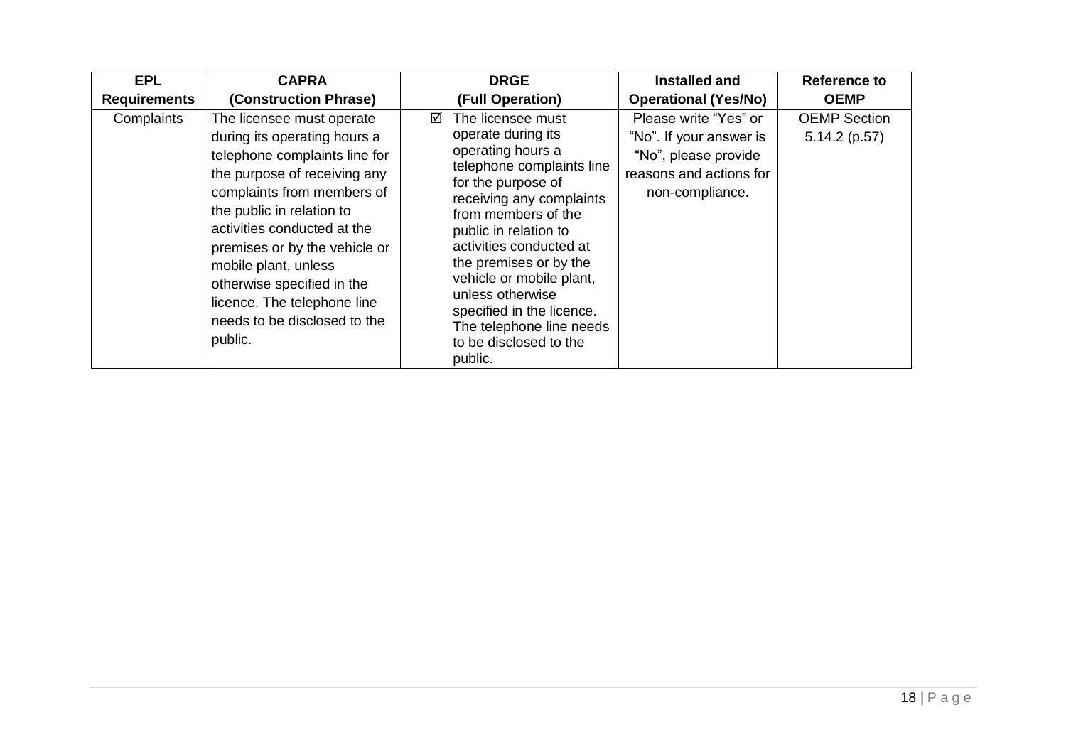| EPL Requirements | CAPRA (Construction Phrase) | DRGE (Full Operation) | Installed and Operational (Yes/No) | Reference to OEMP |
|---|---|---|---|---|
| Complaints | The licensee must operate during its operating hours a telephone complaints line for the purpose of receiving any complaints from members of the public in relation to activities conducted at the premises or by the vehicle or mobile plant, unless otherwise specified in the licence. The telephone line needs to be disclosed to the public. | ☑ The licensee must operate during its operating hours a telephone complaints line for the purpose of receiving any complaints from members of the public in relation to activities conducted at the premises or by the vehicle or mobile plant, unless otherwise specified in the licence. The telephone line needs to be disclosed to the public. | Please write "Yes" or "No". If your answer is "No", please provide reasons and actions for non-compliance. | OEMP Section 5.14.2 (p.57) |